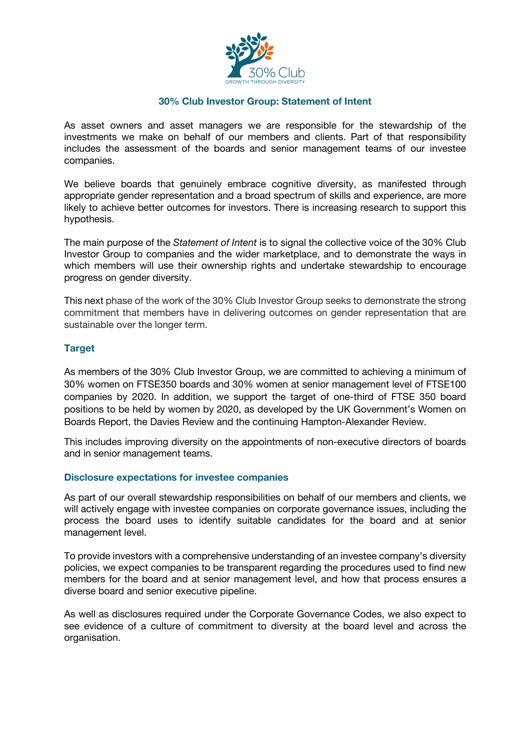30% Club
GROWTH THROUGH DIVERSITY

# 30% Club Investor Group: Statement of Intent

As asset owners and asset managers we are responsible for the stewardship of the investments we make on behalf of our members and clients. Part of that responsibility includes the assessment of the boards and senior management teams of our investee companies.

We believe boards that genuinely embrace cognitive diversity, as manifested through appropriate gender representation and a broad spectrum of skills and experience, are more likely to achieve better outcomes for investors. There is increasing research to support this hypothesis.

The main purpose of the *Statement of Intent* is to signal the collective voice of the 30% Club Investor Group to companies and the wider marketplace, and to demonstrate the ways in which members will use their ownership rights and undertake stewardship to encourage progress on gender diversity.

This next phase of the work of the 30% Club Investor Group seeks to demonstrate the strong commitment that members have in delivering outcomes on gender representation that are sustainable over the longer term.

## Target

As members of the 30% Club Investor Group, we are committed to achieving a minimum of 30% women on FTSE350 boards and 30% women at senior management level of FTSE100 companies by 2020. In addition, we support the target of one-third of FTSE 350 board positions to be held by women by 2020, as developed by the UK Government's Women on Boards Report, the Davies Review and the continuing Hampton-Alexander Review.

This includes improving diversity on the appointments of non-executive directors of boards and in senior management teams.

### Disclosure expectations for investee companies

As part of our overall stewardship responsibilities on behalf of our members and clients, we will actively engage with investee companies on corporate governance issues, including the process the board uses to identify suitable candidates for the board and at senior management level.

To provide investors with a comprehensive understanding of an investee company's diversity policies, we expect companies to be transparent regarding the procedures used to find new members for the board and at senior management level, and how that process ensures a diverse board and senior executive pipeline.

As well as disclosures required under the Corporate Governance Codes, we also expect to see evidence of a culture of commitment to diversity at the board level and across the organisation.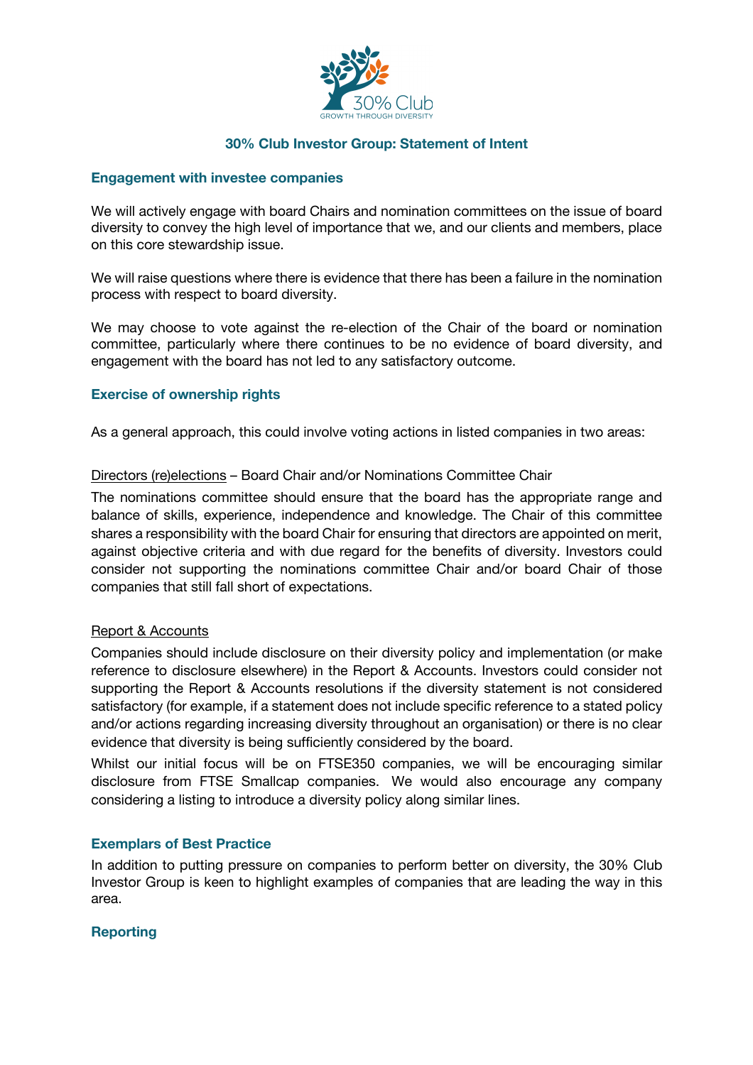## 30% Club Investor Group: Statement of Intent

### Engagement with investee companies

We will actively engage with board Chairs and nomination committees on the issue of board diversity to convey the high level of importance that we, and our clients and members, place on this core stewardship issue.

We will raise questions where there is evidence that there has been a failure in the nomination process with respect to board diversity.

We may choose to vote against the re-election of the Chair of the board or nomination committee, particularly where there continues to be no evidence of board diversity, and engagement with the board has not led to any satisfactory outcome.

### Exercise of ownership rights

As a general approach, this could involve voting actions in listed companies in two areas:

<u>Directors (re)elections</u> – Board Chair and/or Nominations Committee Chair

The nominations committee should ensure that the board has the appropriate range and balance of skills, experience, independence and knowledge. The Chair of this committee shares a responsibility with the board Chair for ensuring that directors are appointed on merit, against objective criteria and with due regard for the benefits of diversity. Investors could consider not supporting the nominations committee Chair and/or board Chair of those companies that still fall short of expectations.

<u>Report & Accounts</u>

Companies should include disclosure on their diversity policy and implementation (or make reference to disclosure elsewhere) in the Report & Accounts. Investors could consider not supporting the Report & Accounts resolutions if the diversity statement is not considered satisfactory (for example, if a statement does not include specific reference to a stated policy and/or actions regarding increasing diversity throughout an organisation) or there is no clear evidence that diversity is being sufficiently considered by the board.

Whilst our initial focus will be on FTSE350 companies, we will be encouraging similar disclosure from FTSE Smallcap companies. We would also encourage any company considering a listing to introduce a diversity policy along similar lines.

### Exemplars of Best Practice

In addition to putting pressure on companies to perform better on diversity, the 30% Club Investor Group is keen to highlight examples of companies that are leading the way in this area.

### Reporting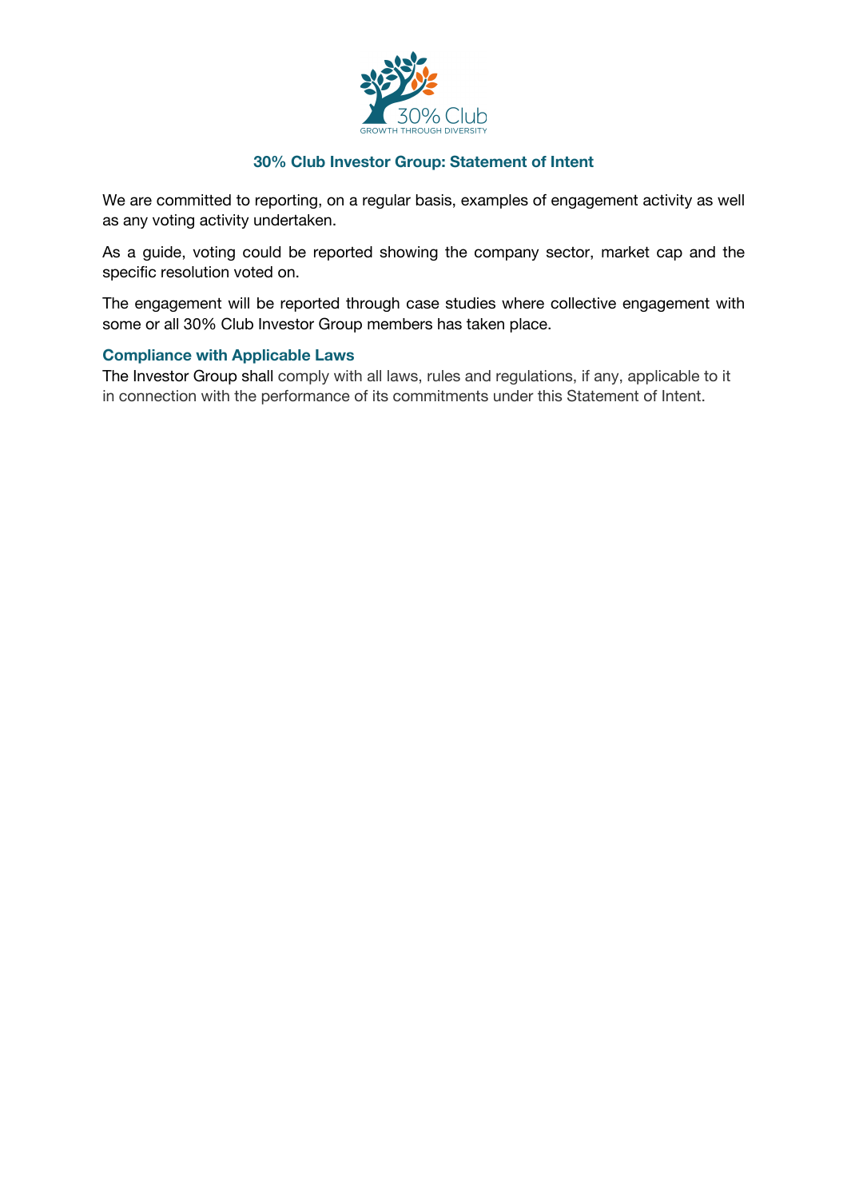### 30% Club Investor Group: Statement of Intent

We are committed to reporting, on a regular basis, examples of engagement activity as well as any voting activity undertaken.

As a guide, voting could be reported showing the company sector, market cap and the specific resolution voted on.

The engagement will be reported through case studies where collective engagement with some or all 30% Club Investor Group members has taken place.

#### Compliance with Applicable Laws

The Investor Group shall comply with all laws, rules and regulations, if any, applicable to it in connection with the performance of its commitments under this Statement of Intent.